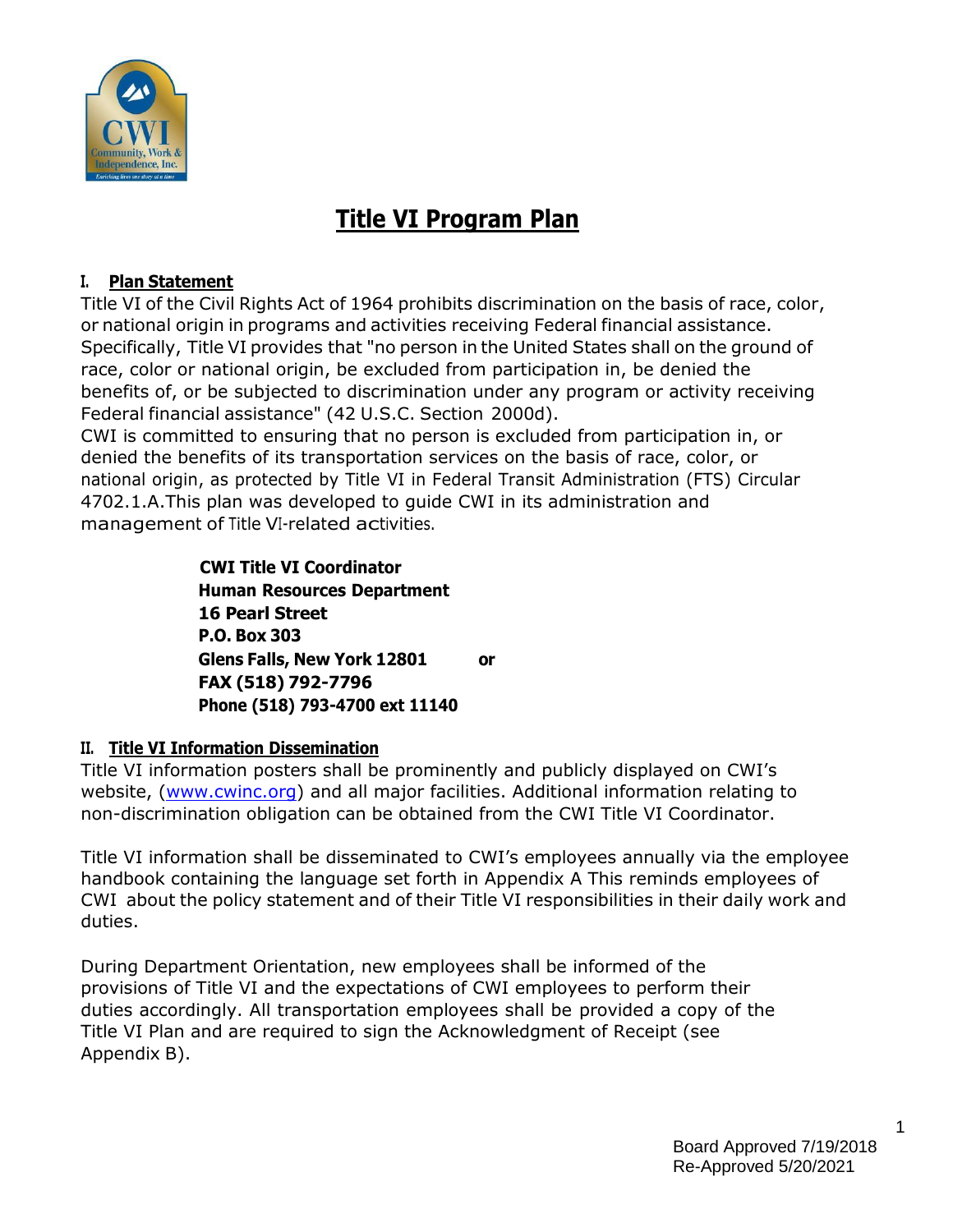# Title VI Program Plan

## I. Plan Statement

Title VI of the Civil Rights Act of 1964 prohibits discrimination on the basis of race, color, or national origin in programs and activities receiving Federal financial assistance. Specifically, Title VI provides that "no person in the United States shall on the ground of race, color or national origin, be excluded from participation in, be denied the benefits of, or be subjected to discrimination under any program or activity receiving Federal financial assistance" (42 U.S.C. Section 2000d).

CWI is committed to ensuring that no person is excluded from participation in, or denied the benefits of its transportation services on the basis of race, color, or national origin, as protected by Title VI in Federal Transit Administration (FTS) Circular 4702.1.A.This plan was developed to guide CWI in its administration and management of Title VI-related activities.

**CWI Title VI Coordinator**
**Human Resources Department**
**16 Pearl Street**
**P.O. Box 303**
**Glens Falls, New York 12801** **or**
**FAX (518) 792-7796**
**Phone (518) 793-4700 ext 11140**

## II. Title VI Information Dissemination

Title VI information posters shall be prominently and publicly displayed on CWI's website, ([www.cwinc.org](http://www.cwinc.org)) and all major facilities. Additional information relating to non-discrimination obligation can be obtained from the CWI Title VI Coordinator.

Title VI information shall be disseminated to CWI's employees annually via the employee handbook containing the language set forth in Appendix A This reminds employees of CWI about the policy statement and of their Title VI responsibilities in their daily work and duties.

During Department Orientation, new employees shall be informed of the provisions of Title VI and the expectations of CWI employees to perform their duties accordingly. All transportation employees shall be provided a copy of the Title VI Plan and are required to sign the Acknowledgment of Receipt (see Appendix B).

Board Approved 7/19/2018
Re-Approved 5/20/2021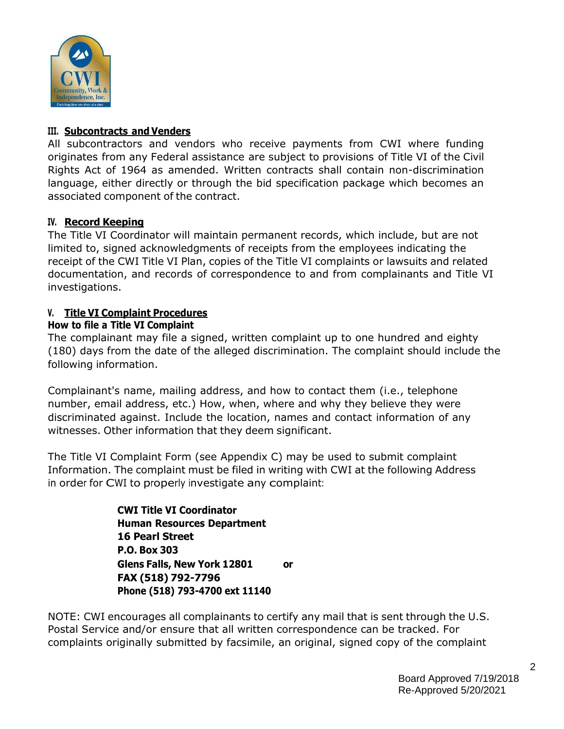### III. Subcontracts and Venders

All subcontractors and vendors who receive payments from CWI where funding originates from any Federal assistance are subject to provisions of Title VI of the Civil Rights Act of 1964 as amended. Written contracts shall contain non-discrimination language, either directly or through the bid specification package which becomes an associated component of the contract.

### IV. Record Keeping

The Title VI Coordinator will maintain permanent records, which include, but are not limited to, signed acknowledgments of receipts from the employees indicating the receipt of the CWI Title VI Plan, copies of the Title VI complaints or lawsuits and related documentation, and records of correspondence to and from complainants and Title VI investigations.

### V. Title VI Complaint Procedures

**How to file a Title VI Complaint**

The complainant may file a signed, written complaint up to one hundred and eighty (180) days from the date of the alleged discrimination. The complaint should include the following information.

Complainant's name, mailing address, and how to contact them (i.e., telephone number, email address, etc.) How, when, where and why they believe they were discriminated against. Include the location, names and contact information of any witnesses. Other information that they deem significant.

The Title VI Complaint Form (see Appendix C) may be used to submit complaint Information. The complaint must be filed in writing with CWI at the following Address in order for CWI to properly investigate any complaint:

**CWI Title VI Coordinator**
**Human Resources Department**
**16 Pearl Street**
**P.O. Box 303**
**Glens Falls, New York 12801** **or**
**FAX (518) 792-7796**
**Phone (518) 793-4700 ext 11140**

NOTE: CWI encourages all complainants to certify any mail that is sent through the U.S. Postal Service and/or ensure that all written correspondence can be tracked. For complaints originally submitted by facsimile, an original, signed copy of the complaint

Board Approved 7/19/2018
Re-Approved 5/20/2021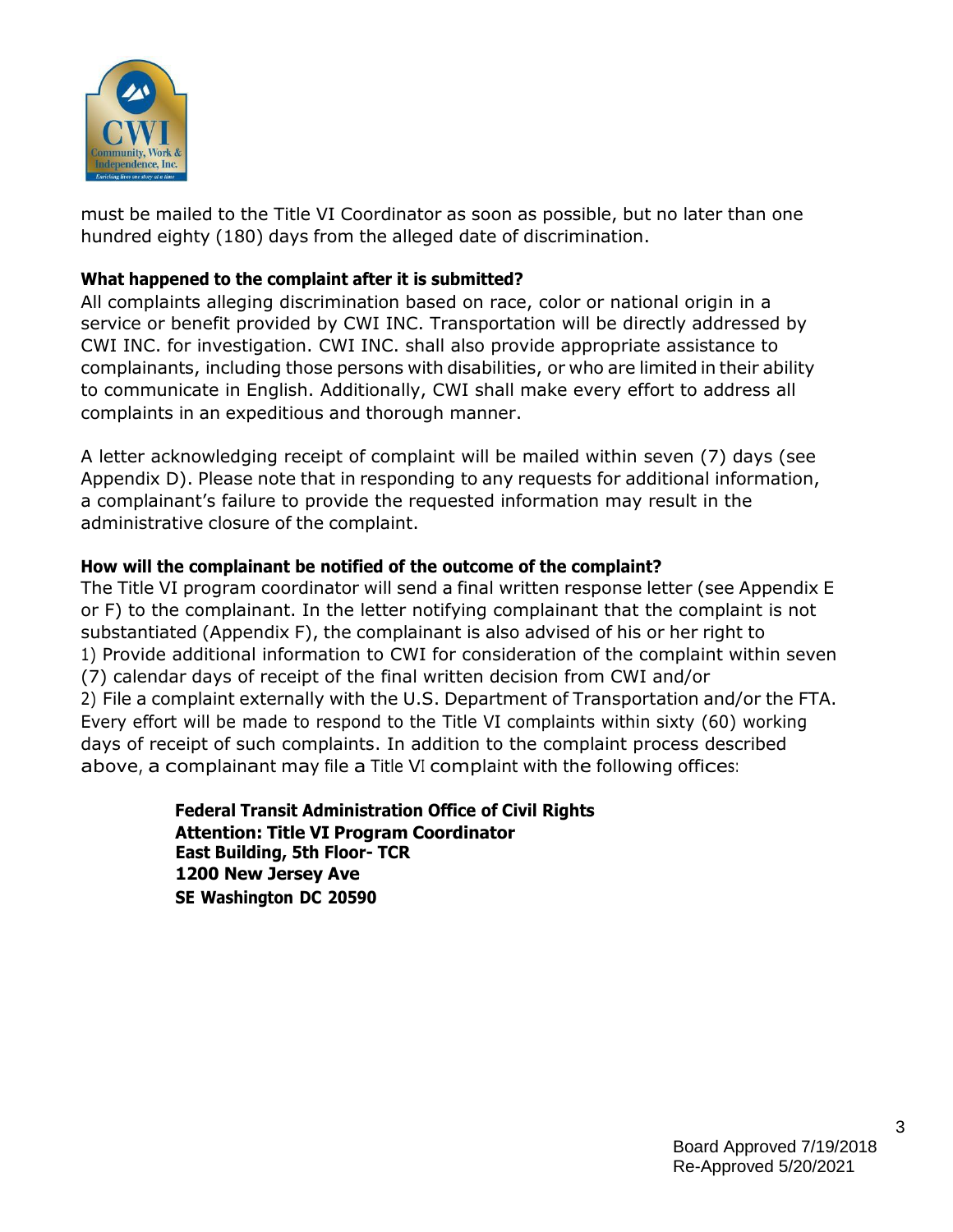must be mailed to the Title VI Coordinator as soon as possible, but no later than one hundred eighty (180) days from the alleged date of discrimination.

**What happened to the complaint after it is submitted?**

All complaints alleging discrimination based on race, color or national origin in a service or benefit provided by CWI INC. Transportation will be directly addressed by CWI INC. for investigation. CWI INC. shall also provide appropriate assistance to complainants, including those persons with disabilities, or who are limited in their ability to communicate in English. Additionally, CWI shall make every effort to address all complaints in an expeditious and thorough manner.

A letter acknowledging receipt of complaint will be mailed within seven (7) days (see Appendix D). Please note that in responding to any requests for additional information, a complainant's failure to provide the requested information may result in the administrative closure of the complaint.

**How will the complainant be notified of the outcome of the complaint?**

The Title VI program coordinator will send a final written response letter (see Appendix E or F) to the complainant. In the letter notifying complainant that the complaint is not substantiated (Appendix F), the complainant is also advised of his or her right to
1) Provide additional information to CWI for consideration of the complaint within seven (7) calendar days of receipt of the final written decision from CWI and/or
2) File a complaint externally with the U.S. Department of Transportation and/or the FTA.
Every effort will be made to respond to the Title VI complaints within sixty (60) working days of receipt of such complaints. In addition to the complaint process described above, a complainant may file a Title VI complaint with the following offices:

**Federal Transit Administration Office of Civil Rights**
**Attention: Title VI Program Coordinator**
**East Building, 5th Floor- TCR**
**1200 New Jersey Ave**
**SE Washington DC 20590**

Board Approved 7/19/2018
Re-Approved 5/20/2021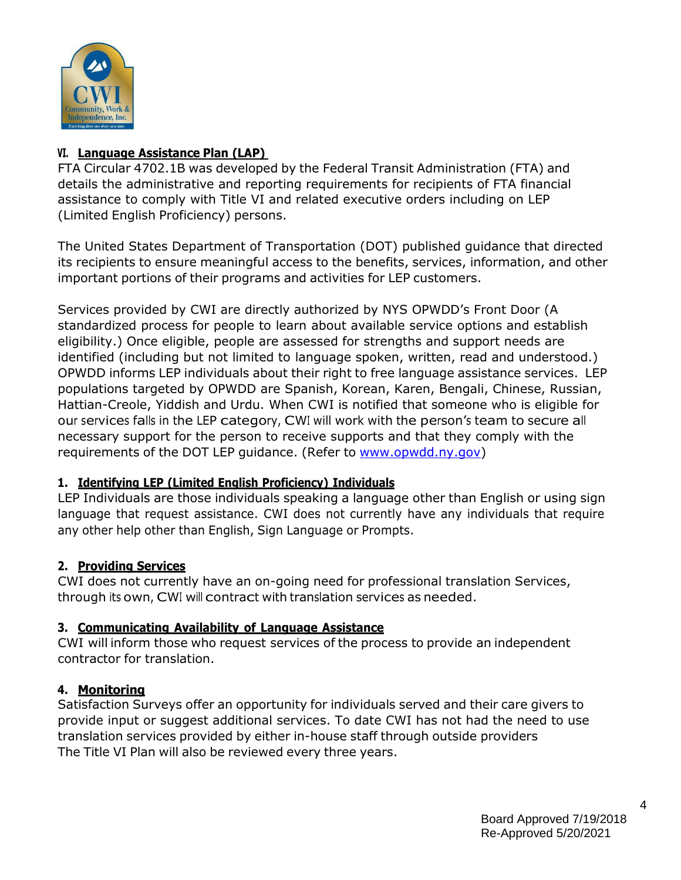## VI. Language Assistance Plan (LAP)

FTA Circular 4702.1B was developed by the Federal Transit Administration (FTA) and details the administrative and reporting requirements for recipients of FTA financial assistance to comply with Title VI and related executive orders including on LEP (Limited English Proficiency) persons.

The United States Department of Transportation (DOT) published guidance that directed its recipients to ensure meaningful access to the benefits, services, information, and other important portions of their programs and activities for LEP customers.

Services provided by CWI are directly authorized by NYS OPWDD's Front Door (A standardized process for people to learn about available service options and establish eligibility.) Once eligible, people are assessed for strengths and support needs are identified (including but not limited to language spoken, written, read and understood.) OPWDD informs LEP individuals about their right to free language assistance services. LEP populations targeted by OPWDD are Spanish, Korean, Karen, Bengali, Chinese, Russian, Hattian-Creole, Yiddish and Urdu. When CWI is notified that someone who is eligible for our services falls in the LEP category, CWI will work with the person's team to secure all necessary support for the person to receive supports and that they comply with the requirements of the DOT LEP guidance. (Refer to [www.opwdd.ny.gov](www.opwdd.ny.gov))

### 1. Identifying LEP (Limited English Proficiency) Individuals

LEP Individuals are those individuals speaking a language other than English or using sign language that request assistance. CWI does not currently have any individuals that require any other help other than English, Sign Language or Prompts.

### 2. Providing Services

CWI does not currently have an on-going need for professional translation Services, through its own, CWI will contract with translation services as needed.

### 3. Communicating Availability of Language Assistance

CWI will inform those who request services of the process to provide an independent contractor for translation.

### 4. Monitoring

Satisfaction Surveys offer an opportunity for individuals served and their care givers to provide input or suggest additional services. To date CWI has not had the need to use translation services provided by either in-house staff through outside providers
The Title VI Plan will also be reviewed every three years.

Board Approved 7/19/2018
Re-Approved 5/20/2021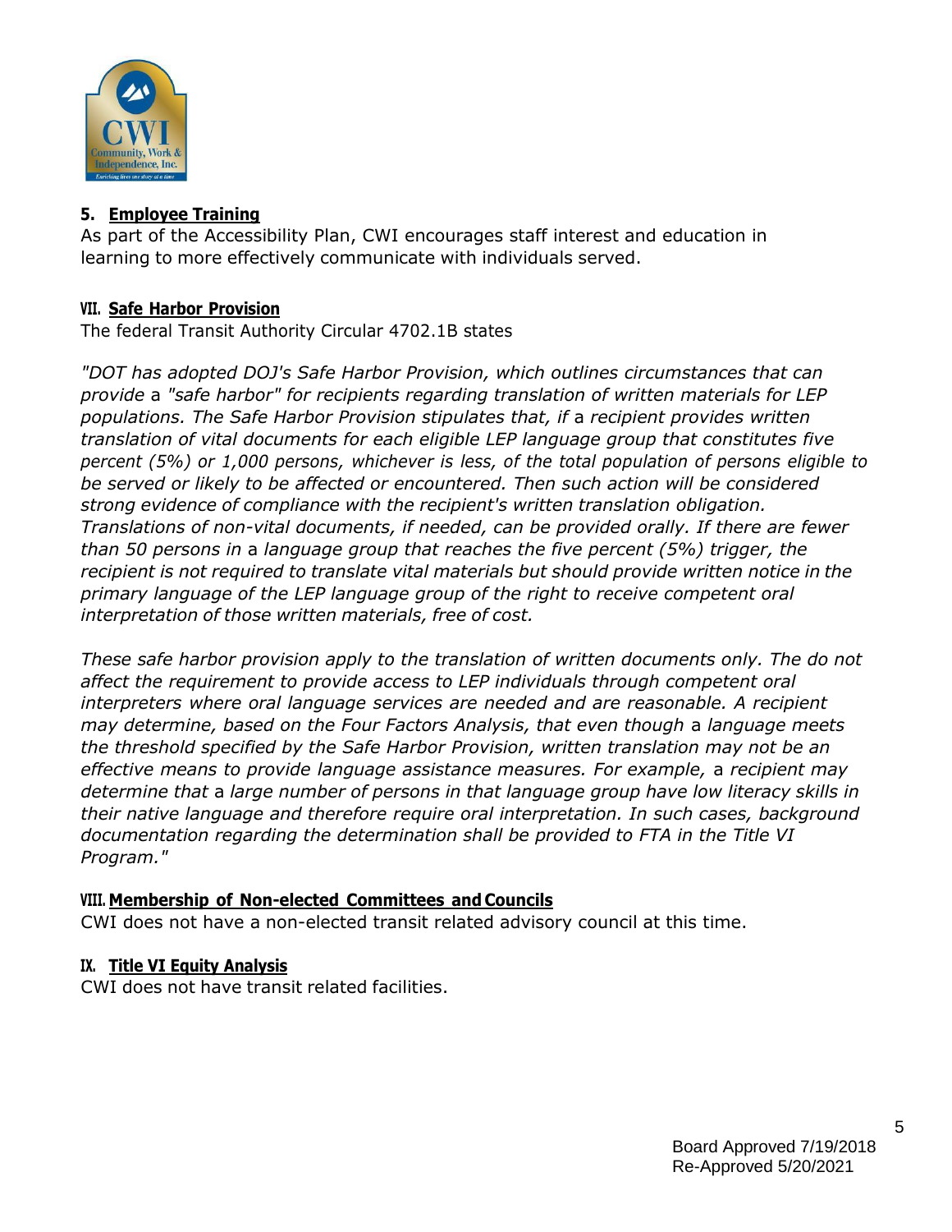### 5. Employee Training

As part of the Accessibility Plan, CWI encourages staff interest and education in learning to more effectively communicate with individuals served.

## VII. Safe Harbor Provision

The federal Transit Authority Circular 4702.1B states

*"DOT has adopted DOJ's Safe Harbor Provision, which outlines circumstances that can provide* a *"safe harbor" for recipients regarding translation of written materials for LEP populations. The Safe Harbor Provision stipulates that, if* a *recipient provides written translation of vital documents for each eligible LEP language group that constitutes five percent (5%) or 1,000 persons, whichever is less, of the total population of persons eligible to be served or likely to be affected or encountered. Then such action will be considered strong evidence of compliance with the recipient's written translation obligation. Translations of non-vital documents, if needed, can be provided orally. If there are fewer than 50 persons in* a *language group that reaches the five percent (5%) trigger, the recipient is not required to translate vital materials but should provide written notice in the primary language of the LEP language group of the right to receive competent oral interpretation of those written materials, free of cost.*

*These safe harbor provision apply to the translation of written documents only. The do not affect the requirement to provide access to LEP individuals through competent oral interpreters where oral language services are needed and are reasonable. A recipient may determine, based on the Four Factors Analysis, that even though* a *language meets the threshold specified by the Safe Harbor Provision, written translation may not be an effective means to provide language assistance measures. For example,* a *recipient may determine that* a *large number of persons in that language group have low literacy skills in their native language and therefore require oral interpretation. In such cases, background documentation regarding the determination shall be provided to FTA in the Title VI Program."*

## VIII. Membership of Non-elected Committees and Councils

CWI does not have a non-elected transit related advisory council at this time.

## IX. Title VI Equity Analysis

CWI does not have transit related facilities.

Board Approved 7/19/2018
Re-Approved 5/20/2021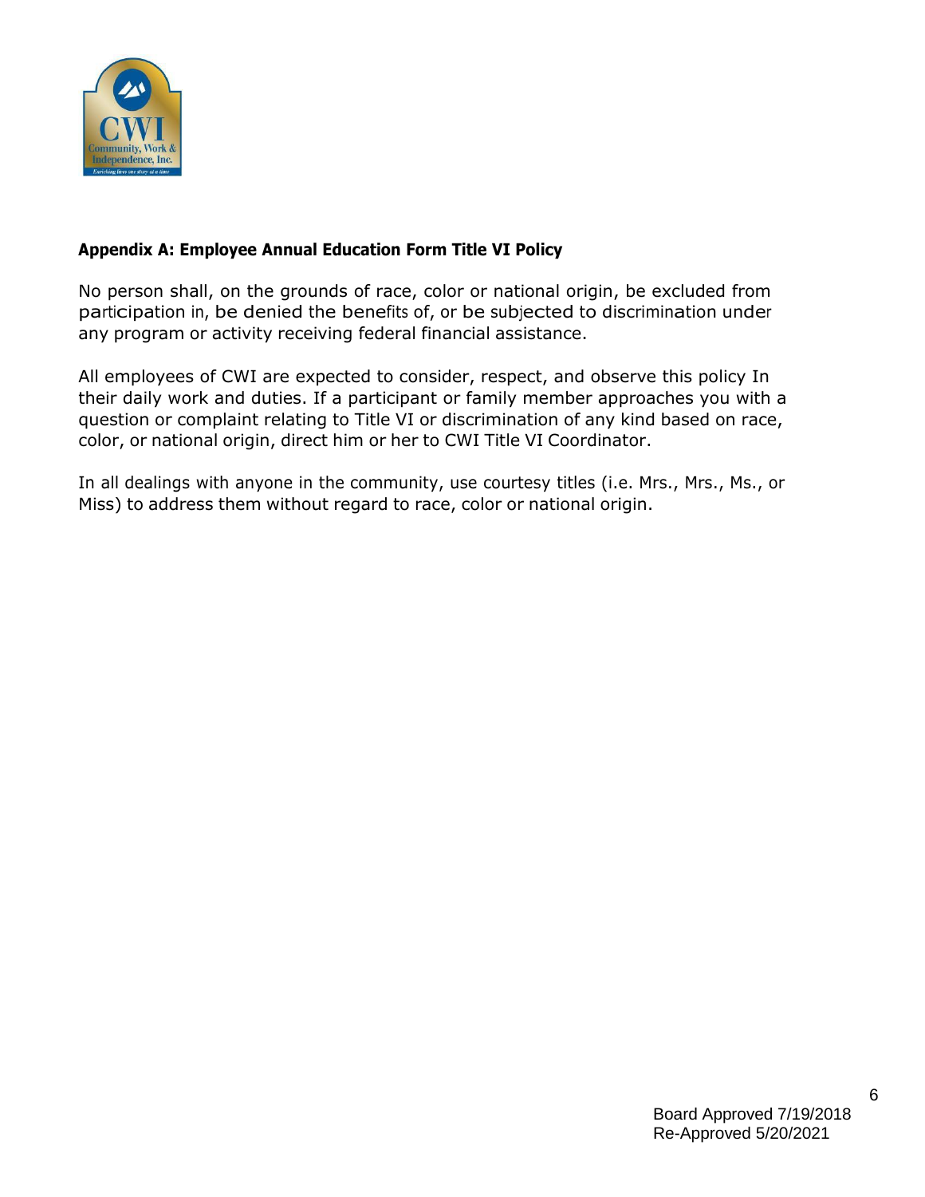### Appendix A: Employee Annual Education Form Title VI Policy

No person shall, on the grounds of race, color or national origin, be excluded from participation in, be denied the benefits of, or be subjected to discrimination under any program or activity receiving federal financial assistance.

All employees of CWI are expected to consider, respect, and observe this policy In their daily work and duties. If a participant or family member approaches you with a question or complaint relating to Title VI or discrimination of any kind based on race, color, or national origin, direct him or her to CWI Title VI Coordinator.

In all dealings with anyone in the community, use courtesy titles (i.e. Mrs., Mrs., Ms., or Miss) to address them without regard to race, color or national origin.

Board Approved 7/19/2018
Re-Approved 5/20/2021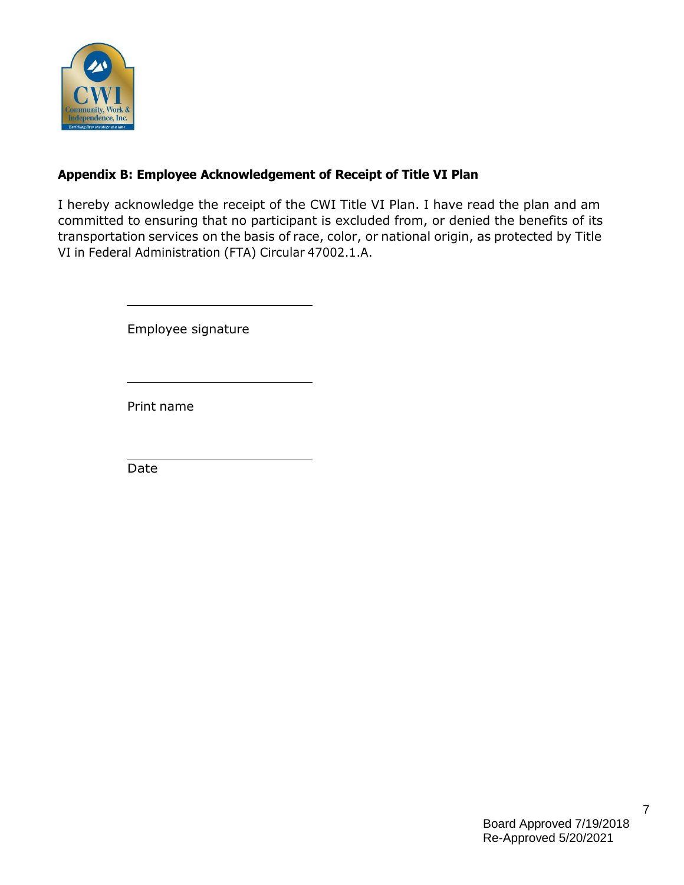## Appendix B: Employee Acknowledgement of Receipt of Title VI Plan

I hereby acknowledge the receipt of the CWI Title VI Plan. I have read the plan and am committed to ensuring that no participant is excluded from, or denied the benefits of its transportation services on the basis of race, color, or national origin, as protected by Title VI in Federal Administration (FTA) Circular 47002.1.A.

______________________________

Employee signature

______________________________

Print name

______________________________

Date

Board Approved 7/19/2018
Re-Approved 5/20/2021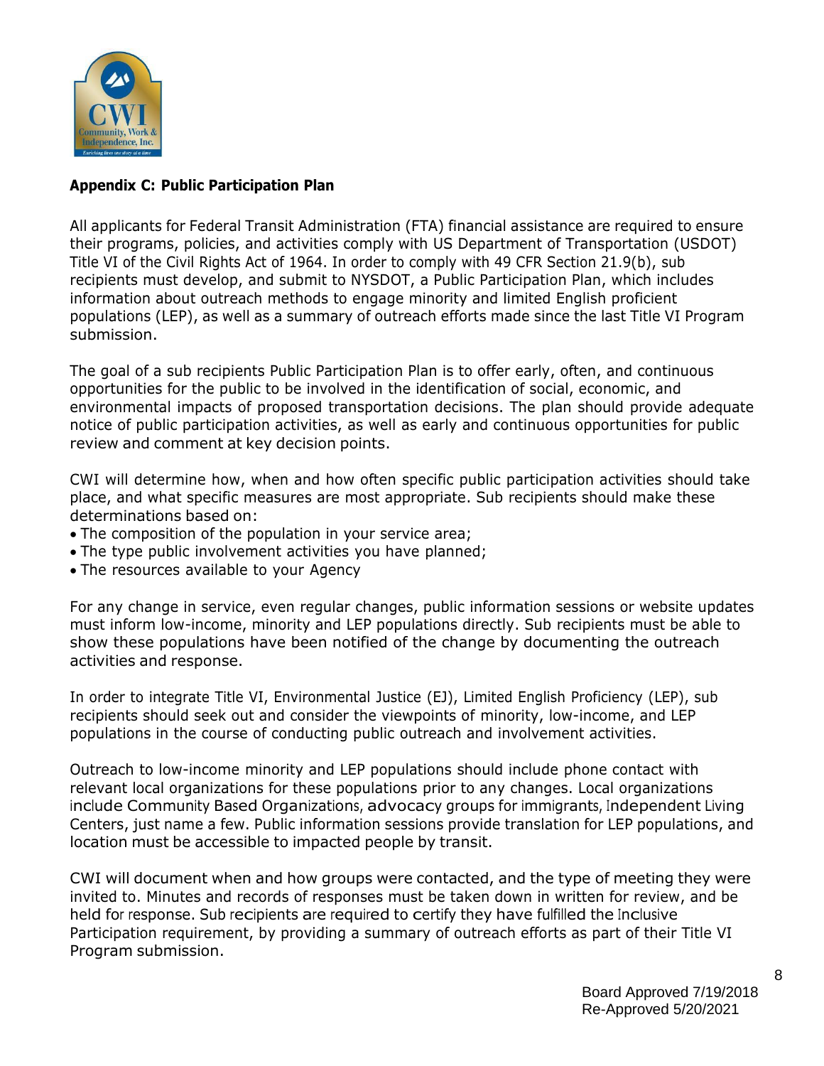**Appendix C: Public Participation Plan**

All applicants for Federal Transit Administration (FTA) financial assistance are required to ensure their programs, policies, and activities comply with US Department of Transportation (USDOT) Title VI of the Civil Rights Act of 1964. In order to comply with 49 CFR Section 21.9(b), sub recipients must develop, and submit to NYSDOT, a Public Participation Plan, which includes information about outreach methods to engage minority and limited English proficient populations (LEP), as well as a summary of outreach efforts made since the last Title VI Program submission.

The goal of a sub recipients Public Participation Plan is to offer early, often, and continuous opportunities for the public to be involved in the identification of social, economic, and environmental impacts of proposed transportation decisions. The plan should provide adequate notice of public participation activities, as well as early and continuous opportunities for public review and comment at key decision points.

CWI will determine how, when and how often specific public participation activities should take place, and what specific measures are most appropriate. Sub recipients should make these determinations based on:

- The composition of the population in your service area;
- The type public involvement activities you have planned;
- The resources available to your Agency

For any change in service, even regular changes, public information sessions or website updates must inform low-income, minority and LEP populations directly. Sub recipients must be able to show these populations have been notified of the change by documenting the outreach activities and response.

In order to integrate Title VI, Environmental Justice (EJ), Limited English Proficiency (LEP), sub recipients should seek out and consider the viewpoints of minority, low-income, and LEP populations in the course of conducting public outreach and involvement activities.

Outreach to low-income minority and LEP populations should include phone contact with relevant local organizations for these populations prior to any changes. Local organizations include Community Based Organizations, advocacy groups for immigrants, Independent Living Centers, just name a few. Public information sessions provide translation for LEP populations, and location must be accessible to impacted people by transit.

CWI will document when and how groups were contacted, and the type of meeting they were invited to. Minutes and records of responses must be taken down in written for review, and be held for response. Sub recipients are required to certify they have fulfilled the Inclusive Participation requirement, by providing a summary of outreach efforts as part of their Title VI Program submission.

Board Approved 7/19/2018
Re-Approved 5/20/2021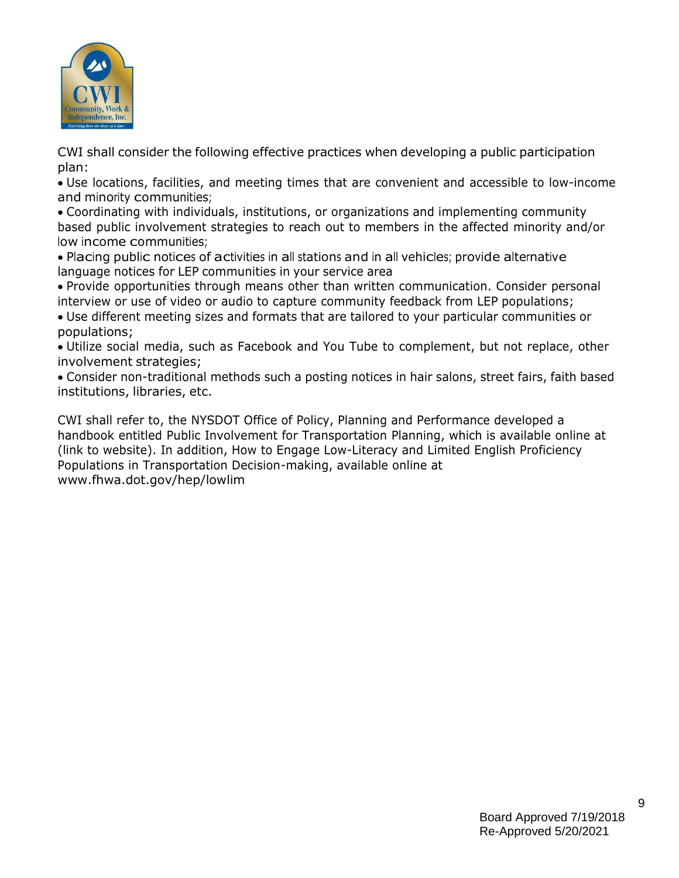CWI shall consider the following effective practices when developing a public participation plan:

- Use locations, facilities, and meeting times that are convenient and accessible to low-income and minority communities;
- Coordinating with individuals, institutions, or organizations and implementing community based public involvement strategies to reach out to members in the affected minority and/or low income communities;
- Placing public notices of activities in all stations and in all vehicles; provide alternative language notices for LEP communities in your service area
- Provide opportunities through means other than written communication. Consider personal interview or use of video or audio to capture community feedback from LEP populations;
- Use different meeting sizes and formats that are tailored to your particular communities or populations;
- Utilize social media, such as Facebook and You Tube to complement, but not replace, other involvement strategies;
- Consider non-traditional methods such a posting notices in hair salons, street fairs, faith based institutions, libraries, etc.

CWI shall refer to, the NYSDOT Office of Policy, Planning and Performance developed a handbook entitled Public Involvement for Transportation Planning, which is available online at (link to website). In addition, How to Engage Low-Literacy and Limited English Proficiency Populations in Transportation Decision-making, available online at www.fhwa.dot.gov/hep/lowlim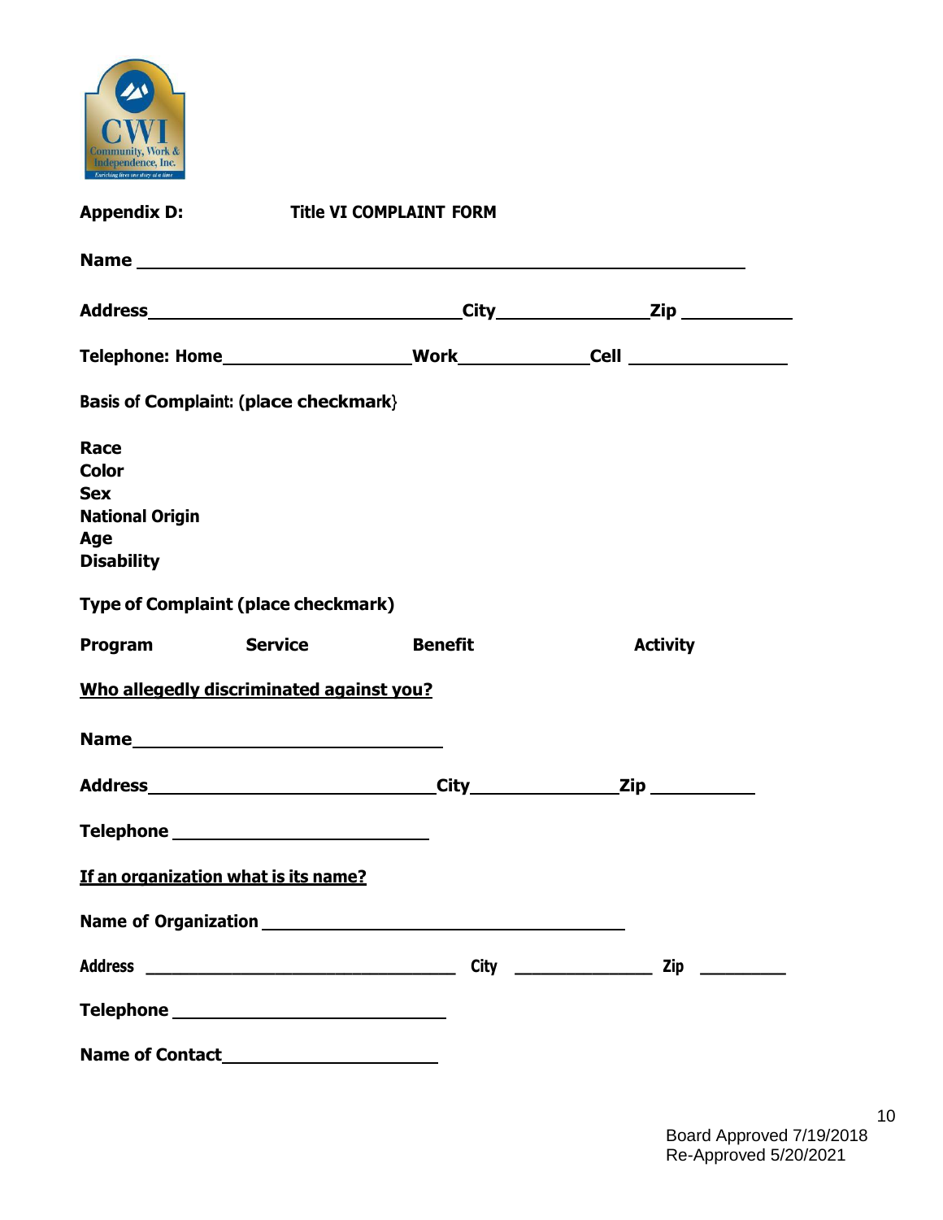**Appendix D: Title VI COMPLAINT FORM**

**Name** ______________________________________________

**Address**________________________**City**____________**Zip** ________

**Telephone: Home**______________**Work**__________**Cell** ____________

**Basis of Complaint: (place checkmark)**

**Race**
**Color**
**Sex**
**National Origin**
**Age**
**Disability**

**Type of Complaint (place checkmark)**

**Program** **Service** **Benefit** **Activity**

**Who allegedly discriminated against you?**

**Name**_______________________

**Address**______________________**City**___________**Zip** _______

**Telephone** ___________________

**If an organization what is its name?**

**Name of Organization** ___________________________

**Address** __________________________ **City** ____________ **Zip** _______

**Telephone** _____________________

**Name of Contact**________________

Board Approved 7/19/2018
Re-Approved 5/20/2021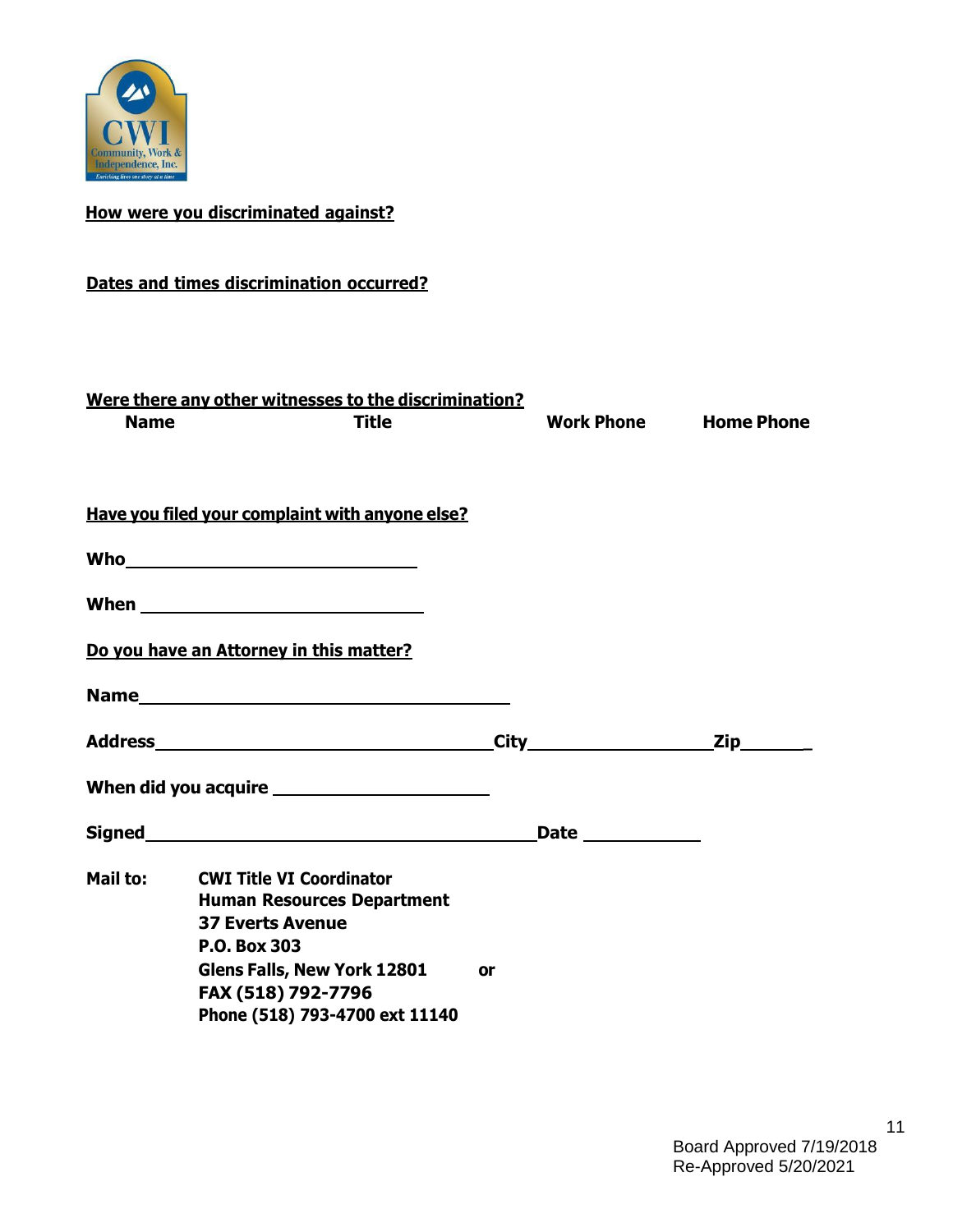**How were you discriminated against?**

**Dates and times discrimination occurred?**

**Were there any other witnesses to the discrimination?**

| Name | Title | Work Phone | Home Phone |
|---|---|---|---|

**Have you filed your complaint with anyone else?**

**Who**\_\_\_\_\_\_\_\_\_\_\_\_\_\_\_\_\_\_\_\_\_\_\_\_\_\_\_\_\_\_

**When** \_\_\_\_\_\_\_\_\_\_\_\_\_\_\_\_\_\_\_\_\_\_\_\_\_\_\_\_\_\_

**Do you have an Attorney in this matter?**

**Name**\_\_\_\_\_\_\_\_\_\_\_\_\_\_\_\_\_\_\_\_\_\_\_\_\_\_\_\_\_\_\_\_\_\_\_\_\_\_

**Address**\_\_\_\_\_\_\_\_\_\_\_\_\_\_\_\_\_\_\_\_\_\_\_\_\_\_\_\_\_\_\_\_\_\_\_**City**\_\_\_\_\_\_\_\_\_\_\_\_\_\_\_\_\_\_\_\_**Zip**\_\_\_\_\_\_\_

**When did you acquire** \_\_\_\_\_\_\_\_\_\_\_\_\_\_\_\_\_\_\_\_\_\_

**Signed**\_\_\_\_\_\_\_\_\_\_\_\_\_\_\_\_\_\_\_\_\_\_\_\_\_\_\_\_\_\_\_\_\_\_\_\_\_\_\_\_**Date** \_\_\_\_\_\_\_\_\_\_\_\_

**Mail to:**

**CWI Title VI Coordinator**
**Human Resources Department**
**37 Everts Avenue**
**P.O. Box 303**
**Glens Falls, New York 12801** or
**FAX (518) 792-7796**
**Phone (518) 793-4700 ext 11140**

Board Approved 7/19/2018
Re-Approved 5/20/2021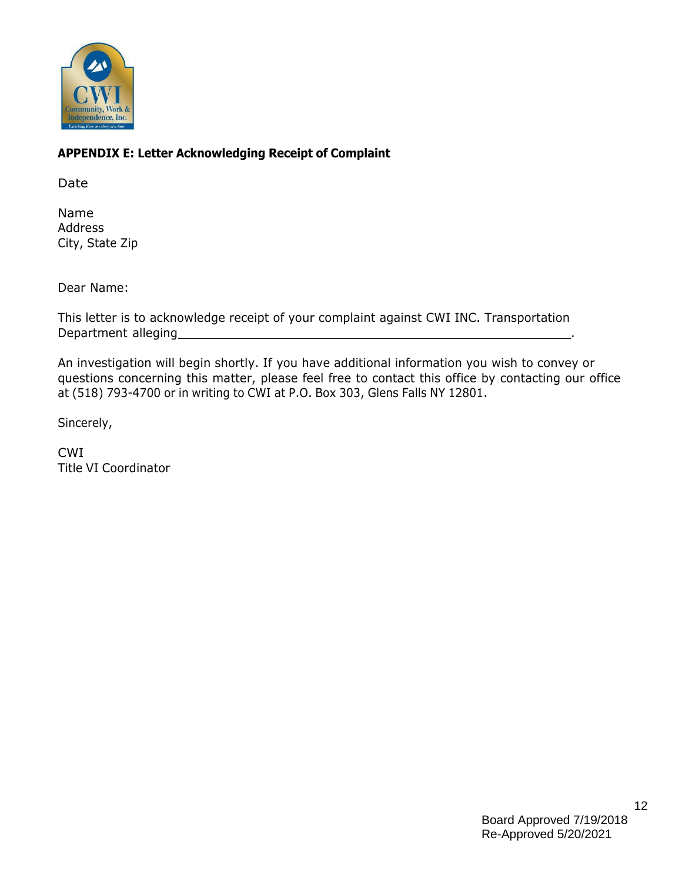**APPENDIX E: Letter Acknowledging Receipt of Complaint**

Date

Name
Address
City, State Zip

Dear Name:

This letter is to acknowledge receipt of your complaint against CWI INC. Transportation Department alleging_______________________________________________________.

An investigation will begin shortly. If you have additional information you wish to convey or questions concerning this matter, please feel free to contact this office by contacting our office at (518) 793-4700 or in writing to CWI at P.O. Box 303, Glens Falls NY 12801.

Sincerely,

CWI
Title VI Coordinator

Board Approved 7/19/2018
Re-Approved 5/20/2021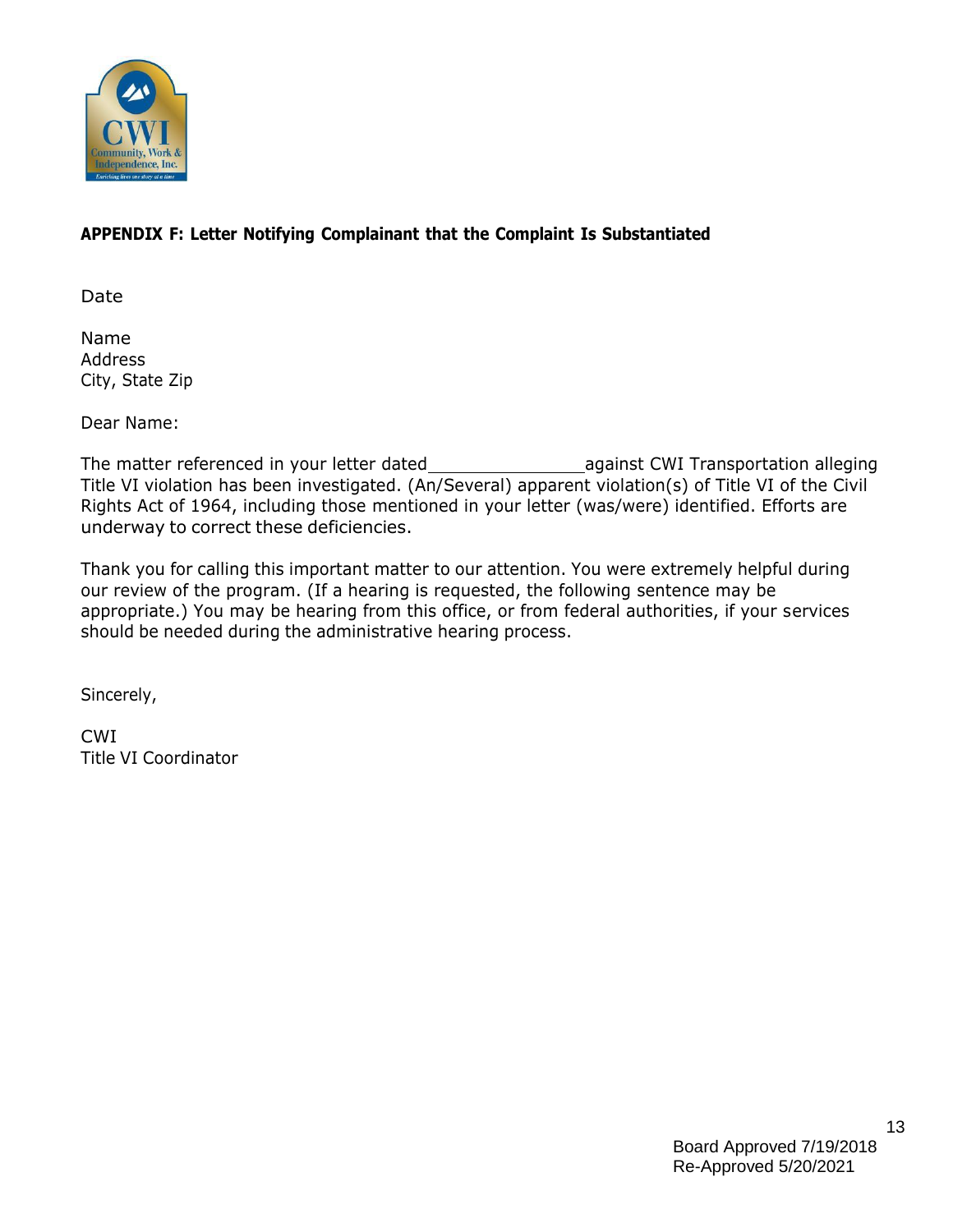**APPENDIX F: Letter Notifying Complainant that the Complaint Is Substantiated**

Date

Name
Address
City, State Zip

Dear Name:

The matter referenced in your letter dated_______________against CWI Transportation alleging Title VI violation has been investigated. (An/Several) apparent violation(s) of Title VI of the Civil Rights Act of 1964, including those mentioned in your letter (was/were) identified. Efforts are underway to correct these deficiencies.

Thank you for calling this important matter to our attention. You were extremely helpful during our review of the program. (If a hearing is requested, the following sentence may be appropriate.) You may be hearing from this office, or from federal authorities, if your services should be needed during the administrative hearing process.

Sincerely,

CWI
Title VI Coordinator

Board Approved 7/19/2018
Re-Approved 5/20/2021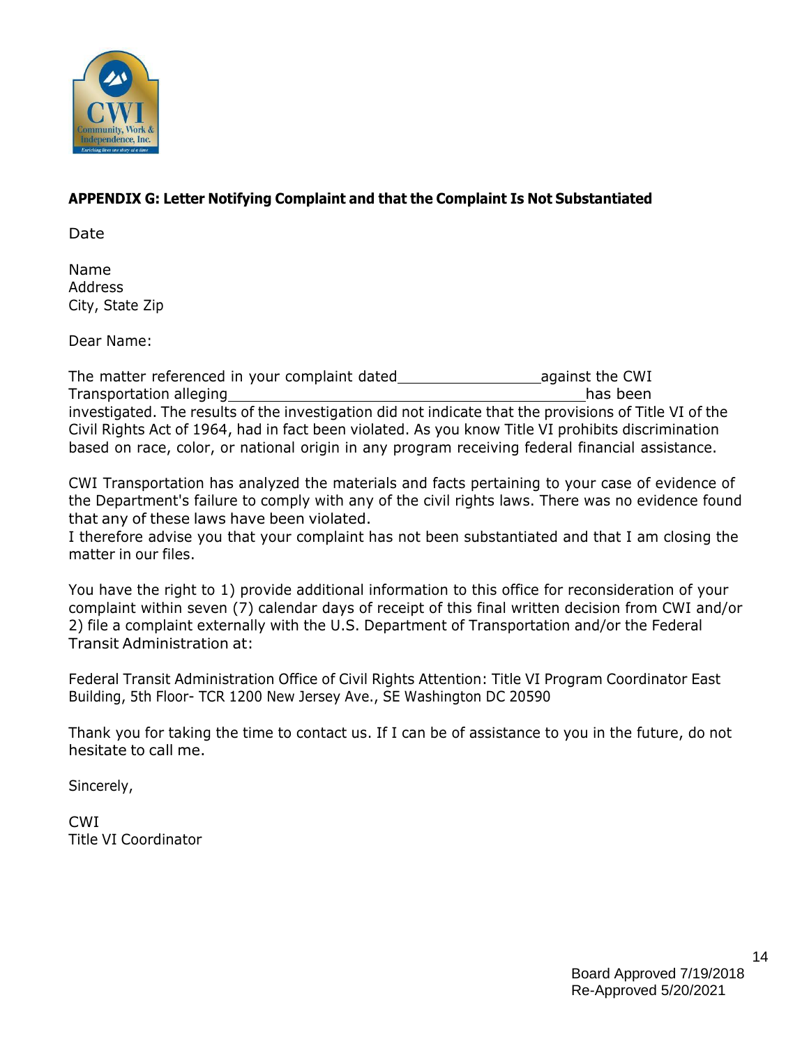## APPENDIX G: Letter Notifying Complaint and that the Complaint Is Not Substantiated

Date

Name
Address
City, State Zip

Dear Name:

The matter referenced in your complaint dated_________________against the CWI Transportation alleging__________________________________________has been investigated. The results of the investigation did not indicate that the provisions of Title VI of the Civil Rights Act of 1964, had in fact been violated. As you know Title VI prohibits discrimination based on race, color, or national origin in any program receiving federal financial assistance.

CWI Transportation has analyzed the materials and facts pertaining to your case of evidence of the Department's failure to comply with any of the civil rights laws. There was no evidence found that any of these laws have been violated.
I therefore advise you that your complaint has not been substantiated and that I am closing the matter in our files.

You have the right to 1) provide additional information to this office for reconsideration of your complaint within seven (7) calendar days of receipt of this final written decision from CWI and/or 2) file a complaint externally with the U.S. Department of Transportation and/or the Federal Transit Administration at:

Federal Transit Administration Office of Civil Rights Attention: Title VI Program Coordinator East Building, 5th Floor- TCR 1200 New Jersey Ave., SE Washington DC 20590

Thank you for taking the time to contact us. If I can be of assistance to you in the future, do not hesitate to call me.

Sincerely,

CWI
Title VI Coordinator

Board Approved 7/19/2018
Re-Approved 5/20/2021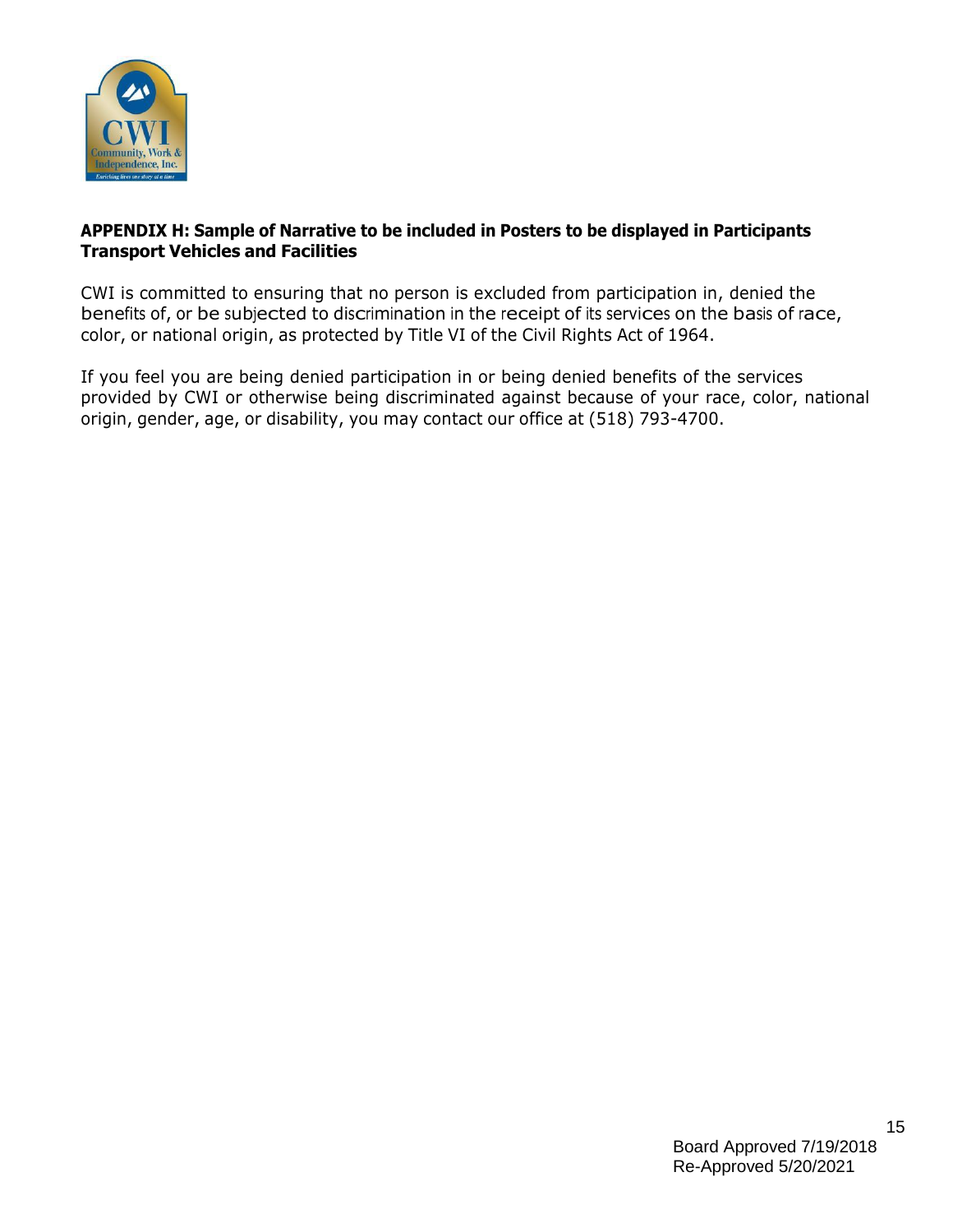**APPENDIX H: Sample of Narrative to be included in Posters to be displayed in Participants Transport Vehicles and Facilities**

CWI is committed to ensuring that no person is excluded from participation in, denied the benefits of, or be subjected to discrimination in the receipt of its services on the basis of race, color, or national origin, as protected by Title VI of the Civil Rights Act of 1964.

If you feel you are being denied participation in or being denied benefits of the services provided by CWI or otherwise being discriminated against because of your race, color, national origin, gender, age, or disability, you may contact our office at (518) 793-4700.

Board Approved 7/19/2018
Re-Approved 5/20/2021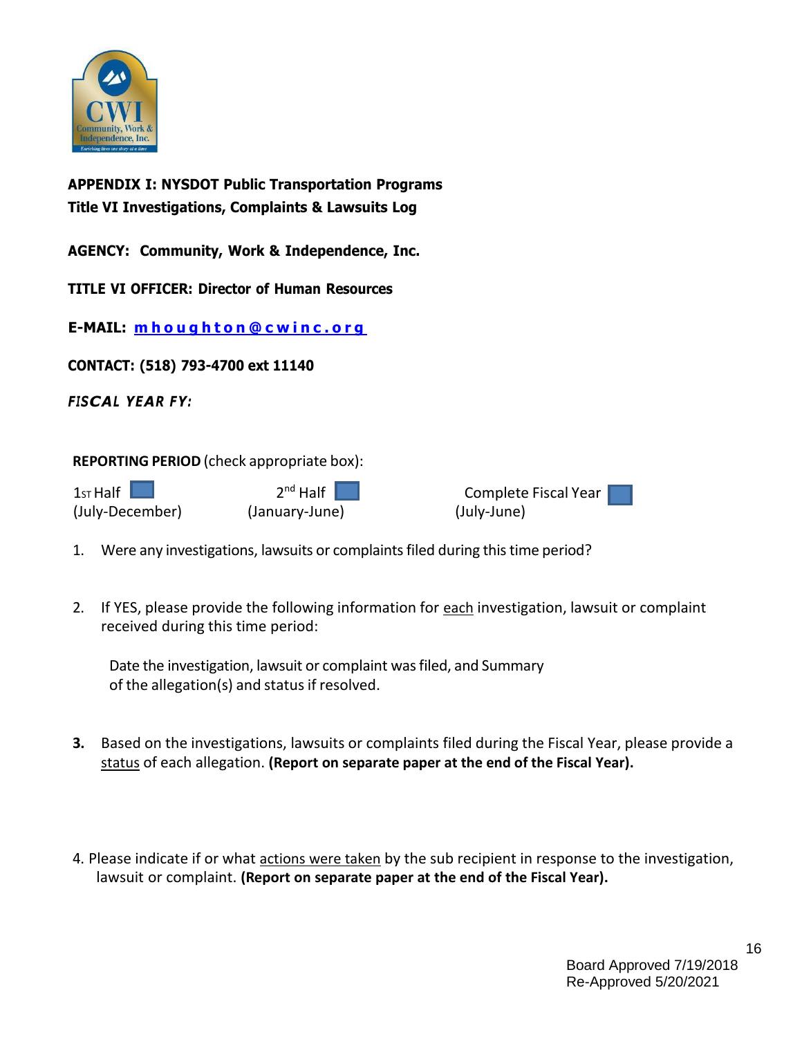**APPENDIX I: NYSDOT Public Transportation Programs**
**Title VI Investigations, Complaints & Lawsuits Log**

**AGENCY: Community, Work & Independence, Inc.**

**TITLE VI OFFICER: Director of Human Resources**

**E-MAIL: mhoughton@cwinc.org**

**CONTACT: (518) 793-4700 ext 11140**

***FISCAL YEAR FY:***

**REPORTING PERIOD** (check appropriate box):

1st Half ☐ (July-December)    2nd Half ☐ (January-June)    Complete Fiscal Year ☐ (July-June)

1. Were any investigations, lawsuits or complaints filed during this time period?

2. If YES, please provide the following information for each investigation, lawsuit or complaint received during this time period:

   Date the investigation, lawsuit or complaint was filed, and Summary of the allegation(s) and status if resolved.

3. Based on the investigations, lawsuits or complaints filed during the Fiscal Year, please provide a status of each allegation. **(Report on separate paper at the end of the Fiscal Year).**

4. Please indicate if or what actions were taken by the sub recipient in response to the investigation, lawsuit or complaint. **(Report on separate paper at the end of the Fiscal Year).**

Board Approved 7/19/2018
Re-Approved 5/20/2021